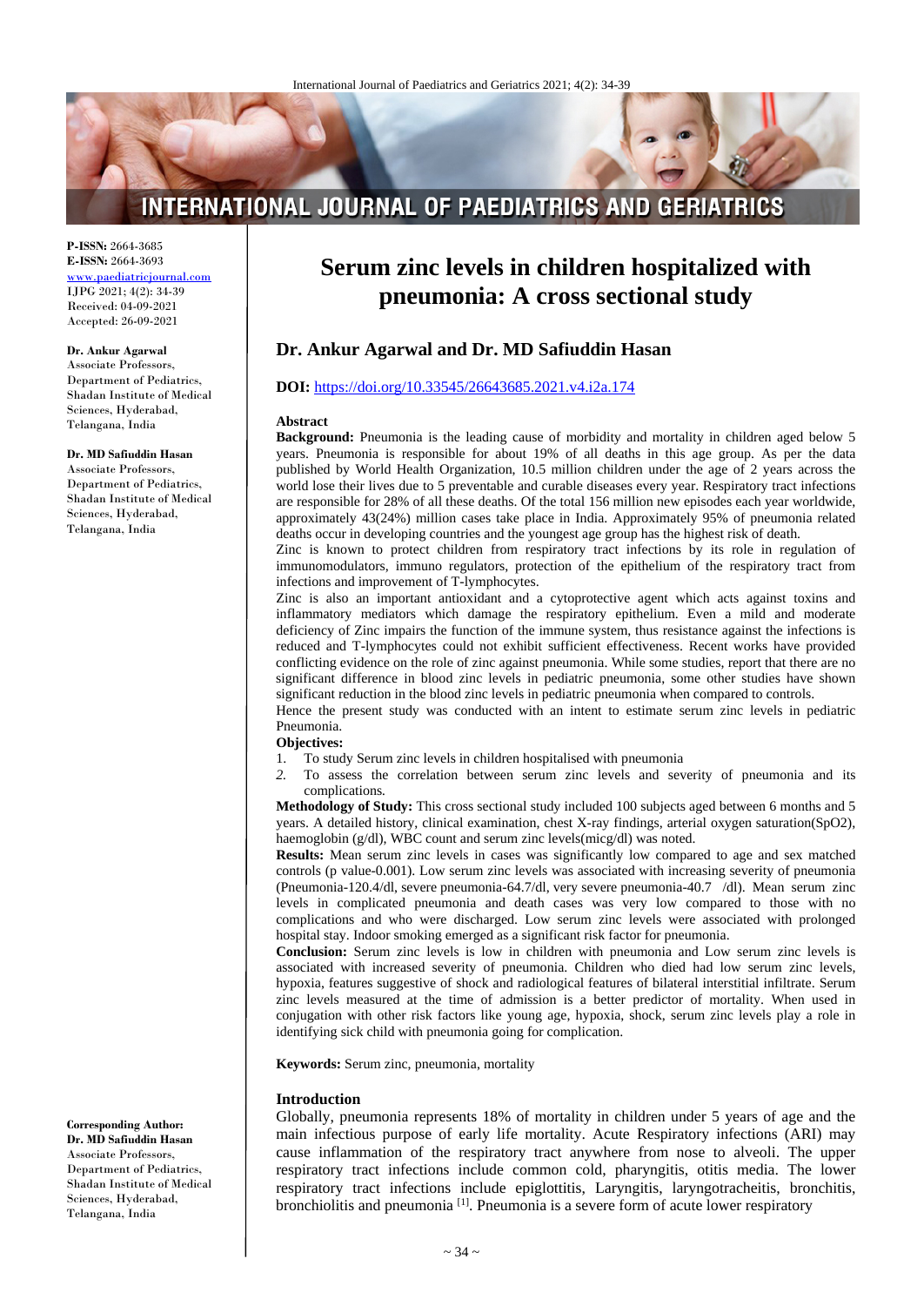# Serum zinc levels in children hospitalized with pneumonia: A cross sectional study

## Dr. Ankur Agarwal and Dr. MD Safiuddin Hasan

**DOI:** https://doi.org/10.33545/26643685.2021.v4.i2a.174

**P-ISSN:** 2664-3685
**E-ISSN:** 2664-3693
www.paediatricjournal.com
IJPG 2021; 4(2): 34-39
Received: 04-09-2021
Accepted: 26-09-2021

**Dr. Ankur Agarwal**
Associate Professors, Department of Pediatrics, Shadan Institute of Medical Sciences, Hyderabad, Telangana, India

**Dr. MD Safiuddin Hasan**
Associate Professors, Department of Pediatrics, Shadan Institute of Medical Sciences, Hyderabad, Telangana, India

**Corresponding Author:**
**Dr. MD Safiuddin Hasan**
Associate Professors, Department of Pediatrics, Shadan Institute of Medical Sciences, Hyderabad, Telangana, India

### Abstract

**Background:** Pneumonia is the leading cause of morbidity and mortality in children aged below 5 years. Pneumonia is responsible for about 19% of all deaths in this age group. As per the data published by World Health Organization, 10.5 million children under the age of 2 years across the world lose their lives due to 5 preventable and curable diseases every year. Respiratory tract infections are responsible for 28% of all these deaths. Of the total 156 million new episodes each year worldwide, approximately 43(24%) million cases take place in India. Approximately 95% of pneumonia related deaths occur in developing countries and the youngest age group has the highest risk of death.

Zinc is known to protect children from respiratory tract infections by its role in regulation of immunomodulators, immuno regulators, protection of the epithelium of the respiratory tract from infections and improvement of T-lymphocytes.

Zinc is also an important antioxidant and a cytoprotective agent which acts against toxins and inflammatory mediators which damage the respiratory epithelium. Even a mild and moderate deficiency of Zinc impairs the function of the immune system, thus resistance against the infections is reduced and T-lymphocytes could not exhibit sufficient effectiveness. Recent works have provided conflicting evidence on the role of zinc against pneumonia. While some studies, report that there are no significant difference in blood zinc levels in pediatric pneumonia, some other studies have shown significant reduction in the blood zinc levels in pediatric pneumonia when compared to controls.

Hence the present study was conducted with an intent to estimate serum zinc levels in pediatric Pneumonia.

**Objectives:**

1. To study Serum zinc levels in children hospitalised with pneumonia
2. To assess the correlation between serum zinc levels and severity of pneumonia and its complications.

**Methodology of Study:** This cross sectional study included 100 subjects aged between 6 months and 5 years. A detailed history, clinical examination, chest X-ray findings, arterial oxygen saturation(SpO2), haemoglobin (g/dl), WBC count and serum zinc levels(micg/dl) was noted.

**Results:** Mean serum zinc levels in cases was significantly low compared to age and sex matched controls (p value-0.001). Low serum zinc levels was associated with increasing severity of pneumonia (Pneumonia-120.4/dl, severe pneumonia-64.7/dl, very severe pneumonia-40.7 /dl). Mean serum zinc levels in complicated pneumonia and death cases was very low compared to those with no complications and who were discharged. Low serum zinc levels were associated with prolonged hospital stay. Indoor smoking emerged as a significant risk factor for pneumonia.

**Conclusion:** Serum zinc levels is low in children with pneumonia and Low serum zinc levels is associated with increased severity of pneumonia. Children who died had low serum zinc levels, hypoxia, features suggestive of shock and radiological features of bilateral interstitial infiltrate. Serum zinc levels measured at the time of admission is a better predictor of mortality. When used in conjugation with other risk factors like young age, hypoxia, shock, serum zinc levels play a role in identifying sick child with pneumonia going for complication.

**Keywords:** Serum zinc, pneumonia, mortality

### Introduction

Globally, pneumonia represents 18% of mortality in children under 5 years of age and the main infectious purpose of early life mortality. Acute Respiratory infections (ARI) may cause inflammation of the respiratory tract anywhere from nose to alveoli. The upper respiratory tract infections include common cold, pharyngitis, otitis media. The lower respiratory tract infections include epiglottitis, Laryngitis, laryngotracheitis, bronchitis, bronchiolitis and pneumonia [1]. Pneumonia is a severe form of acute lower respiratory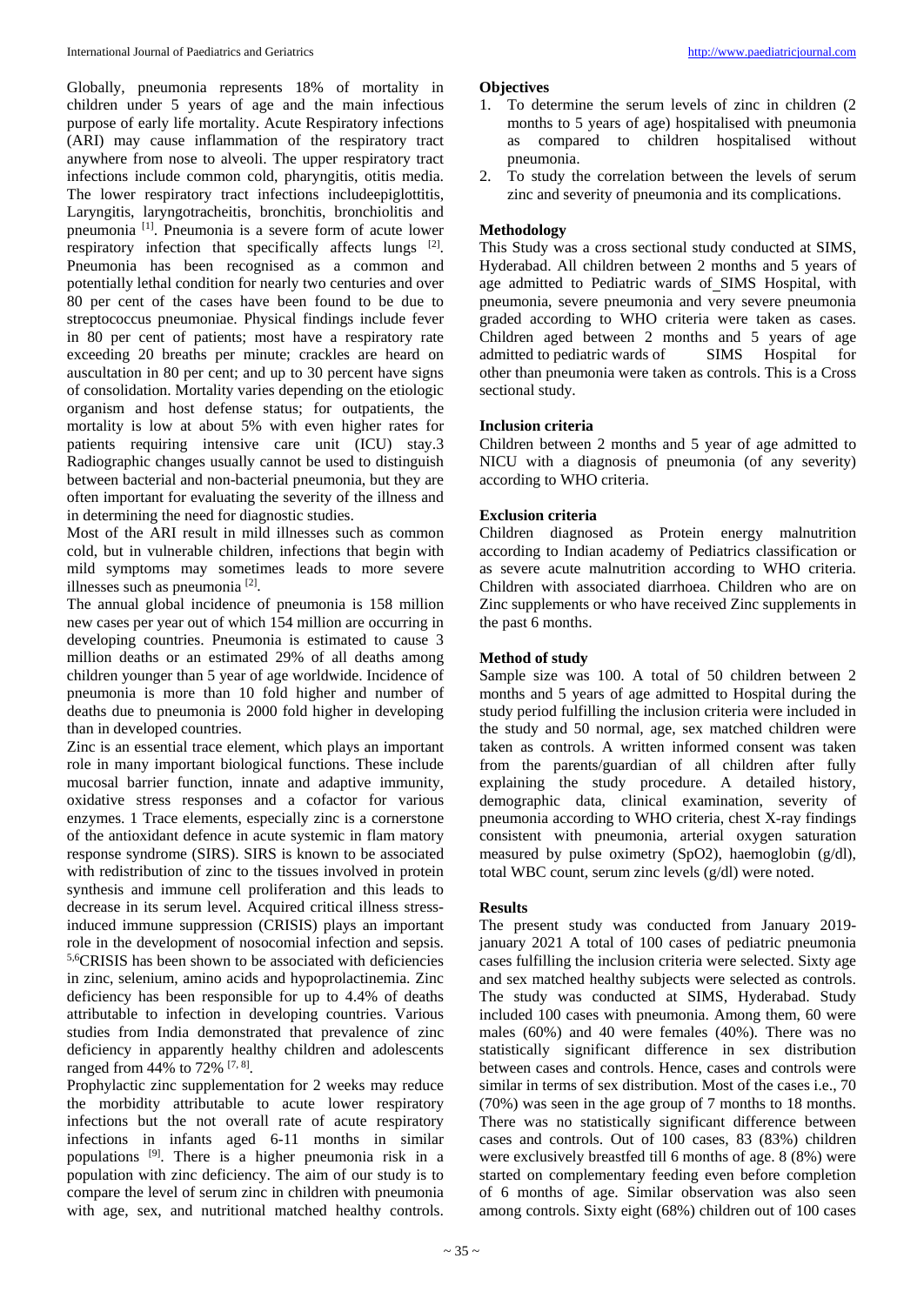Globally, pneumonia represents 18% of mortality in children under 5 years of age and the main infectious purpose of early life mortality. Acute Respiratory infections (ARI) may cause inflammation of the respiratory tract anywhere from nose to alveoli. The upper respiratory tract infections include common cold, pharyngitis, otitis media. The lower respiratory tract infections includeepiglottitis, Laryngitis, laryngotracheitis, bronchitis, bronchiolitis and pneumonia [1]. Pneumonia is a severe form of acute lower respiratory infection that specifically affects lungs [2]. Pneumonia has been recognised as a common and potentially lethal condition for nearly two centuries and over 80 per cent of the cases have been found to be due to streptococcus pneumoniae. Physical findings include fever in 80 per cent of patients; most have a respiratory rate exceeding 20 breaths per minute; crackles are heard on auscultation in 80 per cent; and up to 30 percent have signs of consolidation. Mortality varies depending on the etiologic organism and host defense status; for outpatients, the mortality is low at about 5% with even higher rates for patients requiring intensive care unit (ICU) stay.3 Radiographic changes usually cannot be used to distinguish between bacterial and non-bacterial pneumonia, but they are often important for evaluating the severity of the illness and in determining the need for diagnostic studies.

Most of the ARI result in mild illnesses such as common cold, but in vulnerable children, infections that begin with mild symptoms may sometimes leads to more severe illnesses such as pneumonia [2].

The annual global incidence of pneumonia is 158 million new cases per year out of which 154 million are occurring in developing countries. Pneumonia is estimated to cause 3 million deaths or an estimated 29% of all deaths among children younger than 5 year of age worldwide. Incidence of pneumonia is more than 10 fold higher and number of deaths due to pneumonia is 2000 fold higher in developing than in developed countries.

Zinc is an essential trace element, which plays an important role in many important biological functions. These include mucosal barrier function, innate and adaptive immunity, oxidative stress responses and a cofactor for various enzymes. 1 Trace elements, especially zinc is a cornerstone of the antioxidant defence in acute systemic in flam matory response syndrome (SIRS). SIRS is known to be associated with redistribution of zinc to the tissues involved in protein synthesis and immune cell proliferation and this leads to decrease in its serum level. Acquired critical illness stress-induced immune suppression (CRISIS) plays an important role in the development of nosocomial infection and sepsis. [5,6]CRISIS has been shown to be associated with deficiencies in zinc, selenium, amino acids and hypoprolactinemia. Zinc deficiency has been responsible for up to 4.4% of deaths attributable to infection in developing countries. Various studies from India demonstrated that prevalence of zinc deficiency in apparently healthy children and adolescents ranged from 44% to 72% [7, 8].

Prophylactic zinc supplementation for 2 weeks may reduce the morbidity attributable to acute lower respiratory infections but the not overall rate of acute respiratory infections in infants aged 6-11 months in similar populations [9]. There is a higher pneumonia risk in a population with zinc deficiency. The aim of our study is to compare the level of serum zinc in children with pneumonia with age, sex, and nutritional matched healthy controls.

## Objectives

1. To determine the serum levels of zinc in children (2 months to 5 years of age) hospitalised with pneumonia as compared to children hospitalised without pneumonia.
2. To study the correlation between the levels of serum zinc and severity of pneumonia and its complications.

## Methodology

This Study was a cross sectional study conducted at SIMS, Hyderabad. All children between 2 months and 5 years of age admitted to Pediatric wards of SIMS Hospital, with pneumonia, severe pneumonia and very severe pneumonia graded according to WHO criteria were taken as cases. Children aged between 2 months and 5 years of age admitted to pediatric wards of SIMS Hospital for other than pneumonia were taken as controls. This is a Cross sectional study.

## Inclusion criteria

Children between 2 months and 5 year of age admitted to NICU with a diagnosis of pneumonia (of any severity) according to WHO criteria.

## Exclusion criteria

Children diagnosed as Protein energy malnutrition according to Indian academy of Pediatrics classification or as severe acute malnutrition according to WHO criteria. Children with associated diarrhoea. Children who are on Zinc supplements or who have received Zinc supplements in the past 6 months.

## Method of study

Sample size was 100. A total of 50 children between 2 months and 5 years of age admitted to Hospital during the study period fulfilling the inclusion criteria were included in the study and 50 normal, age, sex matched children were taken as controls. A written informed consent was taken from the parents/guardian of all children after fully explaining the study procedure. A detailed history, demographic data, clinical examination, severity of pneumonia according to WHO criteria, chest X-ray findings consistent with pneumonia, arterial oxygen saturation measured by pulse oximetry ($SpO_2$), haemoglobin (g/dl), total WBC count, serum zinc levels (g/dl) were noted.

## Results

The present study was conducted from January 2019-january 2021 A total of 100 cases of pediatric pneumonia cases fulfilling the inclusion criteria were selected. Sixty age and sex matched healthy subjects were selected as controls. The study was conducted at SIMS, Hyderabad. Study included 100 cases with pneumonia. Among them, 60 were males (60%) and 40 were females (40%). There was no statistically significant difference in sex distribution between cases and controls. Hence, cases and controls were similar in terms of sex distribution. Most of the cases i.e., 70 (70%) was seen in the age group of 7 months to 18 months. There was no statistically significant difference between cases and controls. Out of 100 cases, 83 (83%) children were exclusively breastfed till 6 months of age. 8 (8%) were started on complementary feeding even before completion of 6 months of age. Similar observation was also seen among controls. Sixty eight (68%) children out of 100 cases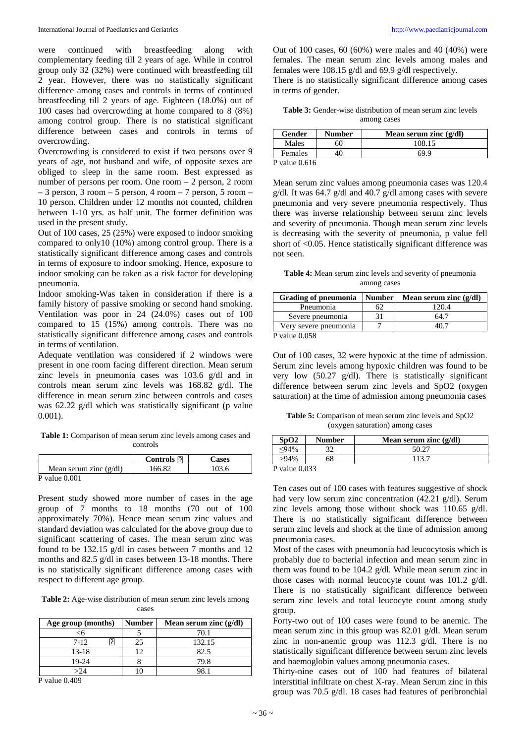were continued with breastfeeding along with complementary feeding till 2 years of age. While in control group only 32 (32%) were continued with breastfeeding till 2 year. However, there was no statistically significant difference among cases and controls in terms of continued breastfeeding till 2 years of age. Eighteen (18.0%) out of 100 cases had overcrowding at home compared to 8 (8%) among control group. There is no statistical significant difference between cases and controls in terms of overcrowding.

Overcrowding is considered to exist if two persons over 9 years of age, not husband and wife, of opposite sexes are obliged to sleep in the same room. Best expressed as number of persons per room. One room – 2 person, 2 room – 3 person, 3 room – 5 person, 4 room – 7 person, 5 room – 10 person. Children under 12 months not counted, children between 1-10 yrs. as half unit. The former definition was used in the present study.

Out of 100 cases, 25 (25%) were exposed to indoor smoking compared to only10 (10%) among control group. There is a statistically significant difference among cases and controls in terms of exposure to indoor smoking. Hence, exposure to indoor smoking can be taken as a risk factor for developing pneumonia.

Indoor smoking-Was taken in consideration if there is a family history of passive smoking or second hand smoking. Ventilation was poor in 24 (24.0%) cases out of 100 compared to 15 (15%) among controls. There was no statistically significant difference among cases and controls in terms of ventilation.

Adequate ventilation was considered if 2 windows were present in one room facing different direction. Mean serum zinc levels in pneumonia cases was 103.6 g/dl and in controls mean serum zinc levels was 168.82 g/dl. The difference in mean serum zinc between controls and cases was 62.22 g/dl which was statistically significant (p value 0.001).

**Table 1:** Comparison of mean serum zinc levels among cases and controls

| | Controls | Cases |
|---|---|---|
| Mean serum zinc (g/dl) | 166.82 | 103.6 |

P value 0.001

Present study showed more number of cases in the age group of 7 months to 18 months (70 out of 100 approximately 70%). Hence mean serum zinc values and standard deviation was calculated for the above group due to significant scattering of cases. The mean serum zinc was found to be 132.15 g/dl in cases between 7 months and 12 months and 82.5 g/dl in cases between 13-18 months. There is no statistically significant difference among cases with respect to different age group.

**Table 2:** Age-wise distribution of mean serum zinc levels among cases

| Age group (months) | Number | Mean serum zinc (g/dl) |
|---|---|---|
| <6 | 5 | 70.1 |
| 7-12 | 25 | 132.15 |
| 13-18 | 12 | 82.5 |
| 19-24 | 8 | 79.8 |
| >24 | 10 | 98.1 |

P value 0.409

Out of 100 cases, 60 (60%) were males and 40 (40%) were females. The mean serum zinc levels among males and females were 108.15 g/dl and 69.9 g/dl respectively.

There is no statistically significant difference among cases in terms of gender.

**Table 3:** Gender-wise distribution of mean serum zinc levels among cases

| Gender | Number | Mean serum zinc (g/dl) |
|---|---|---|
| Males | 60 | 108.15 |
| Females | 40 | 69.9 |

P value 0.616

Mean serum zinc values among pneumonia cases was 120.4 g/dl. It was 64.7 g/dl and 40.7 g/dl among cases with severe pneumonia and very severe pneumonia respectively. Thus there was inverse relationship between serum zinc levels and severity of pneumonia. Though mean serum zinc levels is decreasing with the severity of pneumonia, p value fell short of <0.05. Hence statistically significant difference was not seen.

**Table 4:** Mean serum zinc levels and severity of pneumonia among cases

| Grading of pneumonia | Number | Mean serum zinc (g/dl) |
|---|---|---|
| Pneumonia | 62 | 120.4 |
| Severe pneumonia | 31 | 64.7 |
| Very severe pneumonia | 7 | 40.7 |

P value 0.058

Out of 100 cases, 32 were hypoxic at the time of admission. Serum zinc levels among hypoxic children was found to be very low (50.27 g/dl). There is statistically significant difference between serum zinc levels and SpO2 (oxygen saturation) at the time of admission among pneumonia cases

**Table 5:** Comparison of mean serum zinc levels and SpO2 (oxygen saturation) among cases

| SpO2 | Number | Mean serum zinc (g/dl) |
|---|---|---|
| ≤94% | 32 | 50.27 |
| >94% | 68 | 113.7 |

P value 0.033

Ten cases out of 100 cases with features suggestive of shock had very low serum zinc concentration (42.21 g/dl). Serum zinc levels among those without shock was 110.65 g/dl. There is no statistically significant difference between serum zinc levels and shock at the time of admission among pneumonia cases.

Most of the cases with pneumonia had leucocytosis which is probably due to bacterial infection and mean serum zinc in them was found to be 104.2 g/dl. While mean serum zinc in those cases with normal leucocyte count was 101.2 g/dl. There is no statistically significant difference between serum zinc levels and total leucocyte count among study group.

Forty-two out of 100 cases were found to be anemic. The mean serum zinc in this group was 82.01 g/dl. Mean serum zinc in non-anemic group was 112.3 g/dl. There is no statistically significant difference between serum zinc levels and haemoglobin values among pneumonia cases.

Thirty-nine cases out of 100 had features of bilateral interstitial infiltrate on chest X-ray. Mean Serum zinc in this group was 70.5 g/dl. 18 cases had features of peribronchial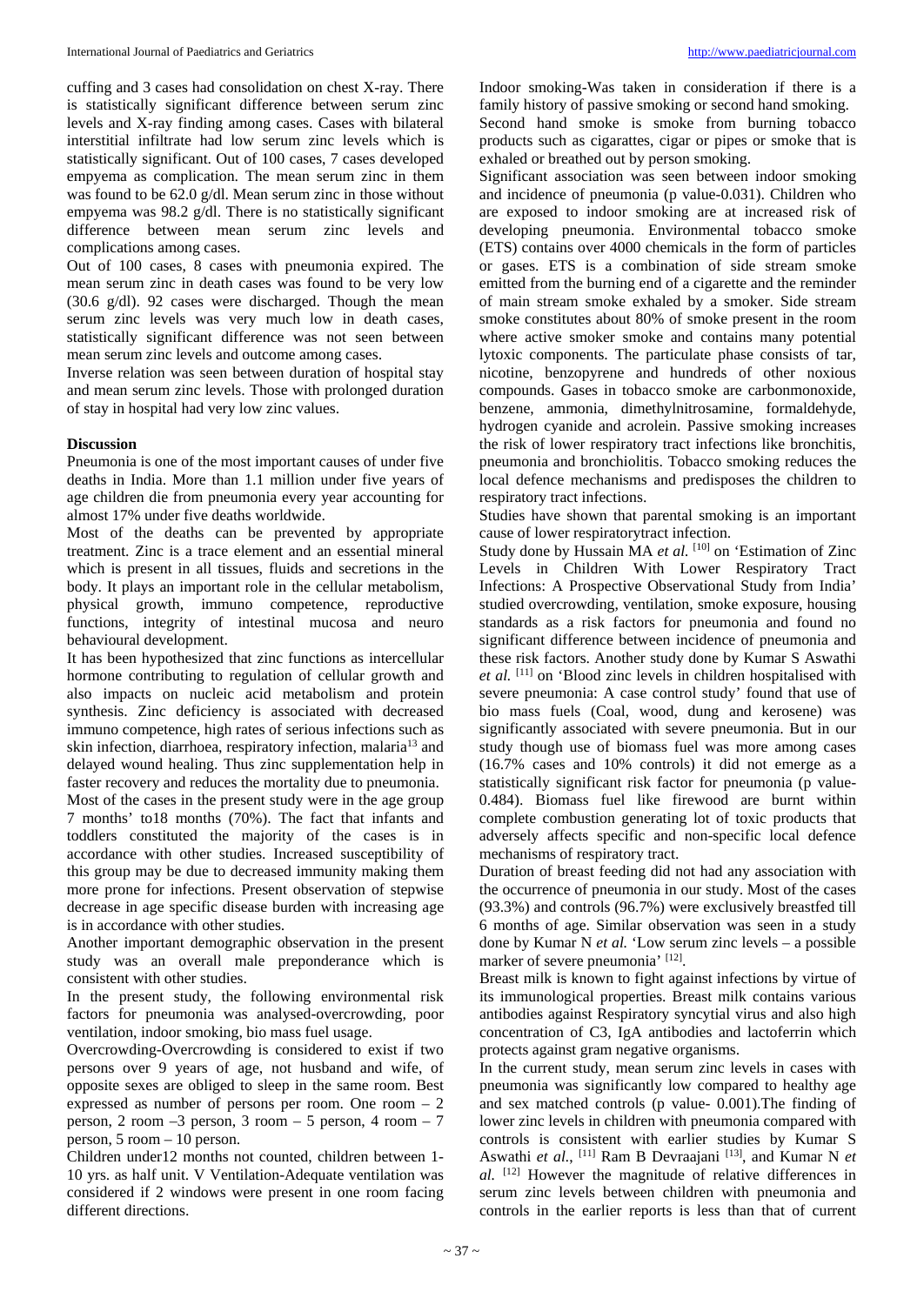cuffing and 3 cases had consolidation on chest X-ray. There is statistically significant difference between serum zinc levels and X-ray finding among cases. Cases with bilateral interstitial infiltrate had low serum zinc levels which is statistically significant. Out of 100 cases, 7 cases developed empyema as complication. The mean serum zinc in them was found to be 62.0 g/dl. Mean serum zinc in those without empyema was 98.2 g/dl. There is no statistically significant difference between mean serum zinc levels and complications among cases.

Out of 100 cases, 8 cases with pneumonia expired. The mean serum zinc in death cases was found to be very low (30.6 g/dl). 92 cases were discharged. Though the mean serum zinc levels was very much low in death cases, statistically significant difference was not seen between mean serum zinc levels and outcome among cases.

Inverse relation was seen between duration of hospital stay and mean serum zinc levels. Those with prolonged duration of stay in hospital had very low zinc values.

## Discussion

Pneumonia is one of the most important causes of under five deaths in India. More than 1.1 million under five years of age children die from pneumonia every year accounting for almost 17% under five deaths worldwide.

Most of the deaths can be prevented by appropriate treatment. Zinc is a trace element and an essential mineral which is present in all tissues, fluids and secretions in the body. It plays an important role in the cellular metabolism, physical growth, immuno competence, reproductive functions, integrity of intestinal mucosa and neuro behavioural development.

It has been hypothesized that zinc functions as intercellular hormone contributing to regulation of cellular growth and also impacts on nucleic acid metabolism and protein synthesis. Zinc deficiency is associated with decreased immuno competence, high rates of serious infections such as skin infection, diarrhoea, respiratory infection, malaria[13] and delayed wound healing. Thus zinc supplementation help in faster recovery and reduces the mortality due to pneumonia.

Most of the cases in the present study were in the age group 7 months' to18 months (70%). The fact that infants and toddlers constituted the majority of the cases is in accordance with other studies. Increased susceptibility of this group may be due to decreased immunity making them more prone for infections. Present observation of stepwise decrease in age specific disease burden with increasing age is in accordance with other studies.

Another important demographic observation in the present study was an overall male preponderance which is consistent with other studies.

In the present study, the following environmental risk factors for pneumonia was analysed-overcrowding, poor ventilation, indoor smoking, bio mass fuel usage.

Overcrowding-Overcrowding is considered to exist if two persons over 9 years of age, not husband and wife, of opposite sexes are obliged to sleep in the same room. Best expressed as number of persons per room. One room – 2 person, 2 room –3 person, 3 room – 5 person, 4 room – 7 person, 5 room – 10 person.

Children under12 months not counted, children between 1-10 yrs. as half unit. V Ventilation-Adequate ventilation was considered if 2 windows were present in one room facing different directions.

Indoor smoking-Was taken in consideration if there is a family history of passive smoking or second hand smoking.

Second hand smoke is smoke from burning tobacco products such as cigarattes, cigar or pipes or smoke that is exhaled or breathed out by person smoking.

Significant association was seen between indoor smoking and incidence of pneumonia (p value-0.031). Children who are exposed to indoor smoking are at increased risk of developing pneumonia. Environmental tobacco smoke (ETS) contains over 4000 chemicals in the form of particles or gases. ETS is a combination of side stream smoke emitted from the burning end of a cigarette and the reminder of main stream smoke exhaled by a smoker. Side stream smoke constitutes about 80% of smoke present in the room where active smoker smoke and contains many potential lytoxic components. The particulate phase consists of tar, nicotine, benzopyrene and hundreds of other noxious compounds. Gases in tobacco smoke are carbonmonoxide, benzene, ammonia, dimethylnitrosamine, formaldehyde, hydrogen cyanide and acrolein. Passive smoking increases the risk of lower respiratory tract infections like bronchitis, pneumonia and bronchiolitis. Tobacco smoking reduces the local defence mechanisms and predisposes the children to respiratory tract infections.

Studies have shown that parental smoking is an important cause of lower respiratorytract infection.

Study done by Hussain MA *et al.* [10] on 'Estimation of Zinc Levels in Children With Lower Respiratory Tract Infections: A Prospective Observational Study from India' studied overcrowding, ventilation, smoke exposure, housing standards as a risk factors for pneumonia and found no significant difference between incidence of pneumonia and these risk factors. Another study done by Kumar S Aswathi *et al.* [11] on 'Blood zinc levels in children hospitalised with severe pneumonia: A case control study' found that use of bio mass fuels (Coal, wood, dung and kerosene) was significantly associated with severe pneumonia. But in our study though use of biomass fuel was more among cases (16.7% cases and 10% controls) it did not emerge as a statistically significant risk factor for pneumonia (p value-0.484). Biomass fuel like firewood are burnt within complete combustion generating lot of toxic products that adversely affects specific and non-specific local defence mechanisms of respiratory tract.

Duration of breast feeding did not had any association with the occurrence of pneumonia in our study. Most of the cases (93.3%) and controls (96.7%) were exclusively breastfed till 6 months of age. Similar observation was seen in a study done by Kumar N *et al.* 'Low serum zinc levels – a possible marker of severe pneumonia' [12].

Breast milk is known to fight against infections by virtue of its immunological properties. Breast milk contains various antibodies against Respiratory syncytial virus and also high concentration of C3, IgA antibodies and lactoferrin which protects against gram negative organisms.

In the current study, mean serum zinc levels in cases with pneumonia was significantly low compared to healthy age and sex matched controls (p value- 0.001).The finding of lower zinc levels in children with pneumonia compared with controls is consistent with earlier studies by Kumar S Aswathi *et al.*, [11] Ram B Devraajani [13], and Kumar N *et al.* [12] However the magnitude of relative differences in serum zinc levels between children with pneumonia and controls in the earlier reports is less than that of current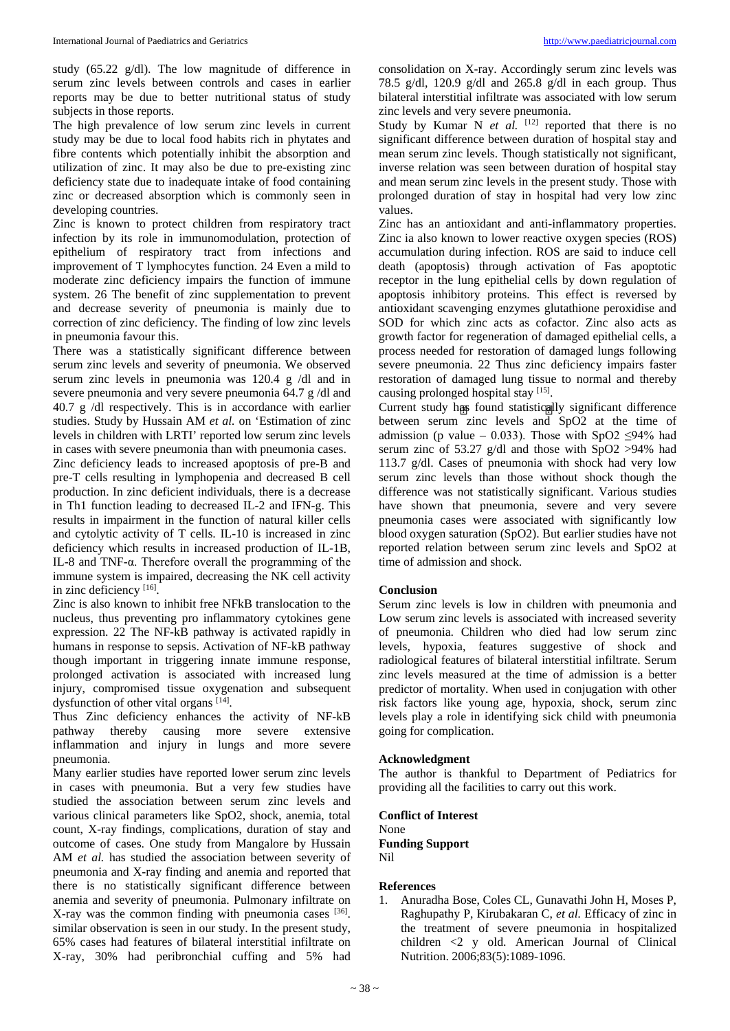study (65.22 g/dl). The low magnitude of difference in serum zinc levels between controls and cases in earlier reports may be due to better nutritional status of study subjects in those reports.

The high prevalence of low serum zinc levels in current study may be due to local food habits rich in phytates and fibre contents which potentially inhibit the absorption and utilization of zinc. It may also be due to pre-existing zinc deficiency state due to inadequate intake of food containing zinc or decreased absorption which is commonly seen in developing countries.

Zinc is known to protect children from respiratory tract infection by its role in immunomodulation, protection of epithelium of respiratory tract from infections and improvement of T lymphocytes function. 24 Even a mild to moderate zinc deficiency impairs the function of immune system. 26 The benefit of zinc supplementation to prevent and decrease severity of pneumonia is mainly due to correction of zinc deficiency. The finding of low zinc levels in pneumonia favour this.

There was a statistically significant difference between serum zinc levels and severity of pneumonia. We observed serum zinc levels in pneumonia was 120.4 g /dl and in severe pneumonia and very severe pneumonia 64.7 g /dl and 40.7 g /dl respectively. This is in accordance with earlier studies. Study by Hussain AM *et al.* on 'Estimation of zinc levels in children with LRTI' reported low serum zinc levels in cases with severe pneumonia than with pneumonia cases.

Zinc deficiency leads to increased apoptosis of pre-B and pre-T cells resulting in lymphopenia and decreased B cell production. In zinc deficient individuals, there is a decrease in Th1 function leading to decreased IL-2 and IFN-g. This results in impairment in the function of natural killer cells and cytolytic activity of T cells. IL-10 is increased in zinc deficiency which results in increased production of IL-1B, IL-8 and TNF-α. Therefore overall the programming of the immune system is impaired, decreasing the NK cell activity in zinc deficiency [16].

Zinc is also known to inhibit free NFkB translocation to the nucleus, thus preventing pro inflammatory cytokines gene expression. 22 The NF-kB pathway is activated rapidly in humans in response to sepsis. Activation of NF-kB pathway though important in triggering innate immune response, prolonged activation is associated with increased lung injury, compromised tissue oxygenation and subsequent dysfunction of other vital organs [14].

Thus Zinc deficiency enhances the activity of NF-kB pathway thereby causing more severe extensive inflammation and injury in lungs and more severe pneumonia.

Many earlier studies have reported lower serum zinc levels in cases with pneumonia. But a very few studies have studied the association between serum zinc levels and various clinical parameters like SpO2, shock, anemia, total count, X-ray findings, complications, duration of stay and outcome of cases. One study from Mangalore by Hussain AM *et al.* has studied the association between severity of pneumonia and X-ray finding and anemia and reported that there is no statistically significant difference between anemia and severity of pneumonia. Pulmonary infiltrate on X-ray was the common finding with pneumonia cases [36]. similar observation is seen in our study. In the present study, 65% cases had features of bilateral interstitial infiltrate on X-ray, 30% had peribronchial cuffing and 5% had consolidation on X-ray. Accordingly serum zinc levels was 78.5 g/dl, 120.9 g/dl and 265.8 g/dl in each group. Thus bilateral interstitial infiltrate was associated with low serum zinc levels and very severe pneumonia.

Study by Kumar N *et al.* [12] reported that there is no significant difference between duration of hospital stay and mean serum zinc levels. Though statistically not significant, inverse relation was seen between duration of hospital stay and mean serum zinc levels in the present study. Those with prolonged duration of stay in hospital had very low zinc values.

Zinc has an antioxidant and anti-inflammatory properties. Zinc ia also known to lower reactive oxygen species (ROS) accumulation during infection. ROS are said to induce cell death (apoptosis) through activation of Fas apoptotic receptor in the lung epithelial cells by down regulation of apoptosis inhibitory proteins. This effect is reversed by antioxidant scavenging enzymes glutathione peroxidise and SOD for which zinc acts as cofactor. Zinc also acts as growth factor for regeneration of damaged epithelial cells, a process needed for restoration of damaged lungs following severe pneumonia. 22 Thus zinc deficiency impairs faster restoration of damaged lung tissue to normal and thereby causing prolonged hospital stay [15].

Current study has found statistically significant difference between serum zinc levels and SpO2 at the time of admission (p value – 0.033). Those with SpO2 ≤94% had serum zinc of 53.27 g/dl and those with SpO2 >94% had 113.7 g/dl. Cases of pneumonia with shock had very low serum zinc levels than those without shock though the difference was not statistically significant. Various studies have shown that pneumonia, severe and very severe pneumonia cases were associated with significantly low blood oxygen saturation (SpO2). But earlier studies have not reported relation between serum zinc levels and SpO2 at time of admission and shock.

## Conclusion

Serum zinc levels is low in children with pneumonia and Low serum zinc levels is associated with increased severity of pneumonia. Children who died had low serum zinc levels, hypoxia, features suggestive of shock and radiological features of bilateral interstitial infiltrate. Serum zinc levels measured at the time of admission is a better predictor of mortality. When used in conjugation with other risk factors like young age, hypoxia, shock, serum zinc levels play a role in identifying sick child with pneumonia going for complication.

## Acknowledgment

The author is thankful to Department of Pediatrics for providing all the facilities to carry out this work.

## Conflict of Interest

None

## Funding Support

Nil

## References

1. Anuradha Bose, Coles CL, Gunavathi John H, Moses P, Raghupathy P, Kirubakaran C, *et al.* Efficacy of zinc in the treatment of severe pneumonia in hospitalized children <2 y old. American Journal of Clinical Nutrition. 2006;83(5):1089-1096.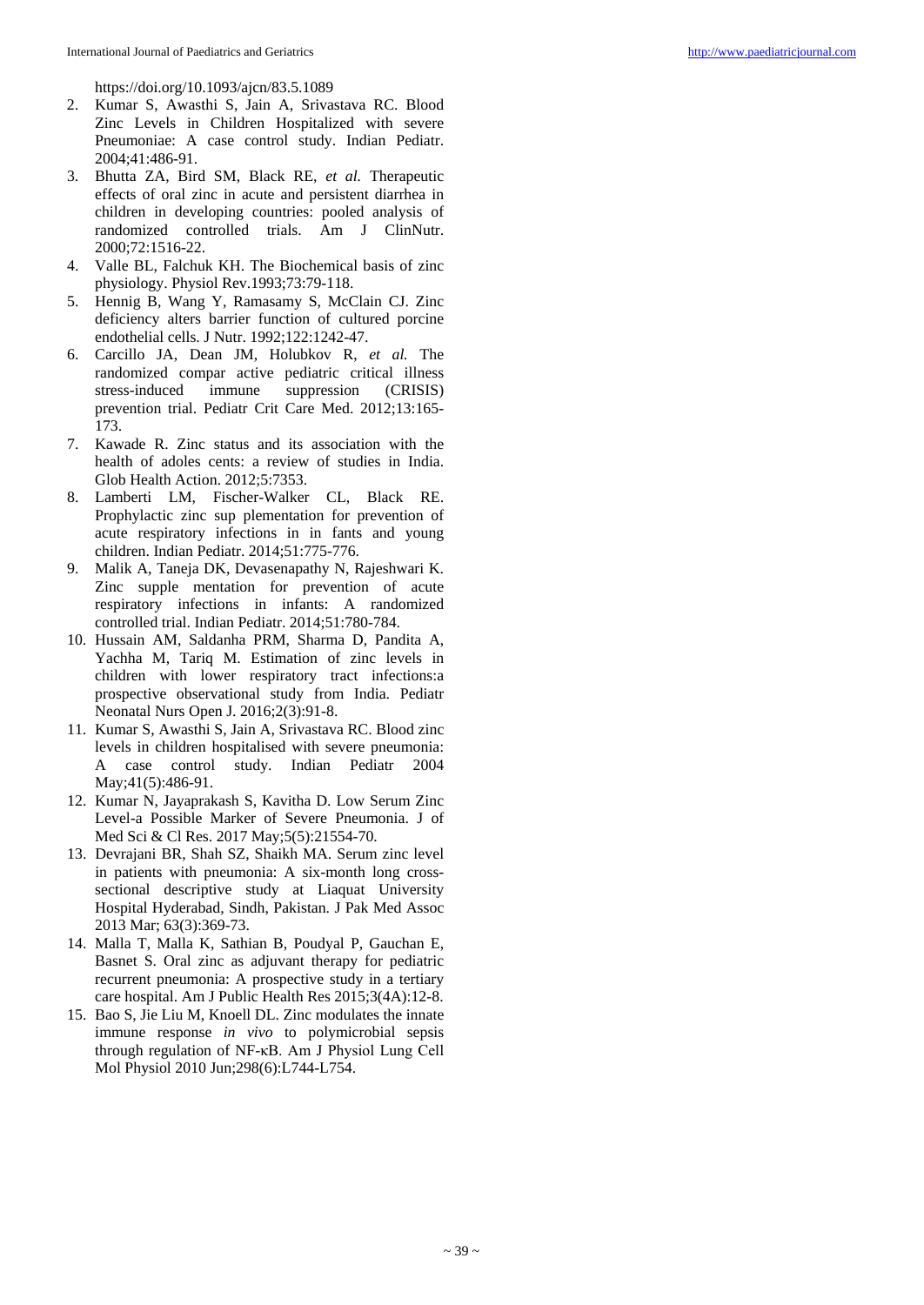https://doi.org/10.1093/ajcn/83.5.1089

2. Kumar S, Awasthi S, Jain A, Srivastava RC. Blood Zinc Levels in Children Hospitalized with severe Pneumoniae: A case control study. Indian Pediatr. 2004;41:486-91.
3. Bhutta ZA, Bird SM, Black RE, *et al.* Therapeutic effects of oral zinc in acute and persistent diarrhea in children in developing countries: pooled analysis of randomized controlled trials. Am J ClinNutr. 2000;72:1516-22.
4. Valle BL, Falchuk KH. The Biochemical basis of zinc physiology. Physiol Rev.1993;73:79-118.
5. Hennig B, Wang Y, Ramasamy S, McClain CJ. Zinc deficiency alters barrier function of cultured porcine endothelial cells. J Nutr. 1992;122:1242-47.
6. Carcillo JA, Dean JM, Holubkov R, *et al.* The randomized compar active pediatric critical illness stress-induced immune suppression (CRISIS) prevention trial. Pediatr Crit Care Med. 2012;13:165-173.
7. Kawade R. Zinc status and its association with the health of adoles cents: a review of studies in India. Glob Health Action. 2012;5:7353.
8. Lamberti LM, Fischer-Walker CL, Black RE. Prophylactic zinc sup plementation for prevention of acute respiratory infections in in fants and young children. Indian Pediatr. 2014;51:775-776.
9. Malik A, Taneja DK, Devasenapathy N, Rajeshwari K. Zinc supple mentation for prevention of acute respiratory infections in infants: A randomized controlled trial. Indian Pediatr. 2014;51:780-784.
10. Hussain AM, Saldanha PRM, Sharma D, Pandita A, Yachha M, Tariq M. Estimation of zinc levels in children with lower respiratory tract infections:a prospective observational study from India. Pediatr Neonatal Nurs Open J. 2016;2(3):91-8.
11. Kumar S, Awasthi S, Jain A, Srivastava RC. Blood zinc levels in children hospitalised with severe pneumonia: A case control study. Indian Pediatr 2004 May;41(5):486-91.
12. Kumar N, Jayaprakash S, Kavitha D. Low Serum Zinc Level-a Possible Marker of Severe Pneumonia. J of Med Sci & Cl Res. 2017 May;5(5):21554-70.
13. Devrajani BR, Shah SZ, Shaikh MA. Serum zinc level in patients with pneumonia: A six-month long cross-sectional descriptive study at Liaquat University Hospital Hyderabad, Sindh, Pakistan. J Pak Med Assoc 2013 Mar; 63(3):369-73.
14. Malla T, Malla K, Sathian B, Poudyal P, Gauchan E, Basnet S. Oral zinc as adjuvant therapy for pediatric recurrent pneumonia: A prospective study in a tertiary care hospital. Am J Public Health Res 2015;3(4A):12-8.
15. Bao S, Jie Liu M, Knoell DL. Zinc modulates the innate immune response *in vivo* to polymicrobial sepsis through regulation of NF-κB. Am J Physiol Lung Cell Mol Physiol 2010 Jun;298(6):L744-L754.